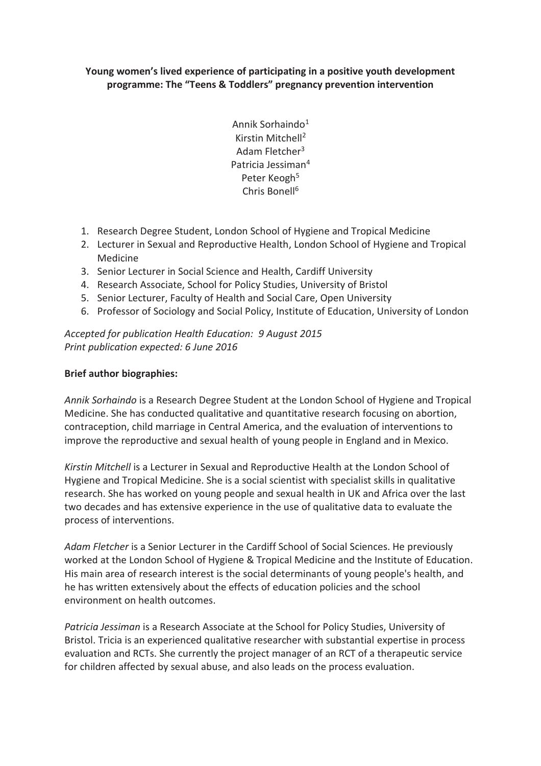**Young women's lived experience of participating in a positive youth development programme: The "Teens & Toddlers" pregnancy prevention intervention**

Annik Sorhaindo[1]
Kirstin Mitchell[2]
Adam Fletcher[3]
Patricia Jessiman[4]
Peter Keogh[5]
Chris Bonell[6]

1. Research Degree Student, London School of Hygiene and Tropical Medicine
2. Lecturer in Sexual and Reproductive Health, London School of Hygiene and Tropical Medicine
3. Senior Lecturer in Social Science and Health, Cardiff University
4. Research Associate, School for Policy Studies, University of Bristol
5. Senior Lecturer, Faculty of Health and Social Care, Open University
6. Professor of Sociology and Social Policy, Institute of Education, University of London

*Accepted for publication Health Education: 9 August 2015*
*Print publication expected: 6 June 2016*

**Brief author biographies:**

*Annik Sorhaindo* is a Research Degree Student at the London School of Hygiene and Tropical Medicine. She has conducted qualitative and quantitative research focusing on abortion, contraception, child marriage in Central America, and the evaluation of interventions to improve the reproductive and sexual health of young people in England and in Mexico.

*Kirstin Mitchell* is a Lecturer in Sexual and Reproductive Health at the London School of Hygiene and Tropical Medicine. She is a social scientist with specialist skills in qualitative research. She has worked on young people and sexual health in UK and Africa over the last two decades and has extensive experience in the use of qualitative data to evaluate the process of interventions.

*Adam Fletcher* is a Senior Lecturer in the Cardiff School of Social Sciences. He previously worked at the London School of Hygiene & Tropical Medicine and the Institute of Education. His main area of research interest is the social determinants of young people's health, and he has written extensively about the effects of education policies and the school environment on health outcomes.

*Patricia Jessiman* is a Research Associate at the School for Policy Studies, University of Bristol. Tricia is an experienced qualitative researcher with substantial expertise in process evaluation and RCTs. She currently the project manager of an RCT of a therapeutic service for children affected by sexual abuse, and also leads on the process evaluation.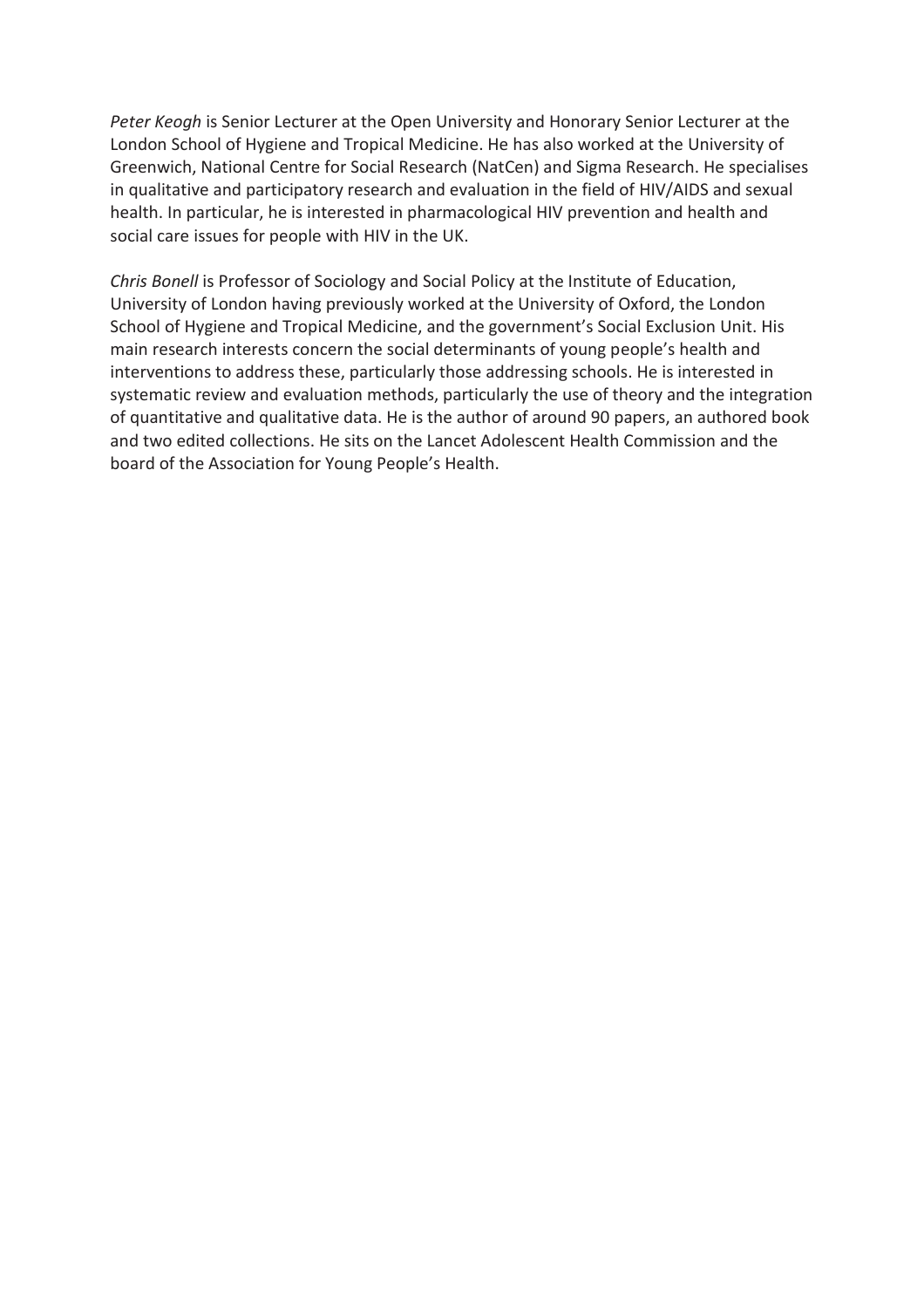*Peter Keogh* is Senior Lecturer at the Open University and Honorary Senior Lecturer at the London School of Hygiene and Tropical Medicine. He has also worked at the University of Greenwich, National Centre for Social Research (NatCen) and Sigma Research. He specialises in qualitative and participatory research and evaluation in the field of HIV/AIDS and sexual health. In particular, he is interested in pharmacological HIV prevention and health and social care issues for people with HIV in the UK.

*Chris Bonell* is Professor of Sociology and Social Policy at the Institute of Education, University of London having previously worked at the University of Oxford, the London School of Hygiene and Tropical Medicine, and the government's Social Exclusion Unit. His main research interests concern the social determinants of young people's health and interventions to address these, particularly those addressing schools. He is interested in systematic review and evaluation methods, particularly the use of theory and the integration of quantitative and qualitative data. He is the author of around 90 papers, an authored book and two edited collections. He sits on the Lancet Adolescent Health Commission and the board of the Association for Young People's Health.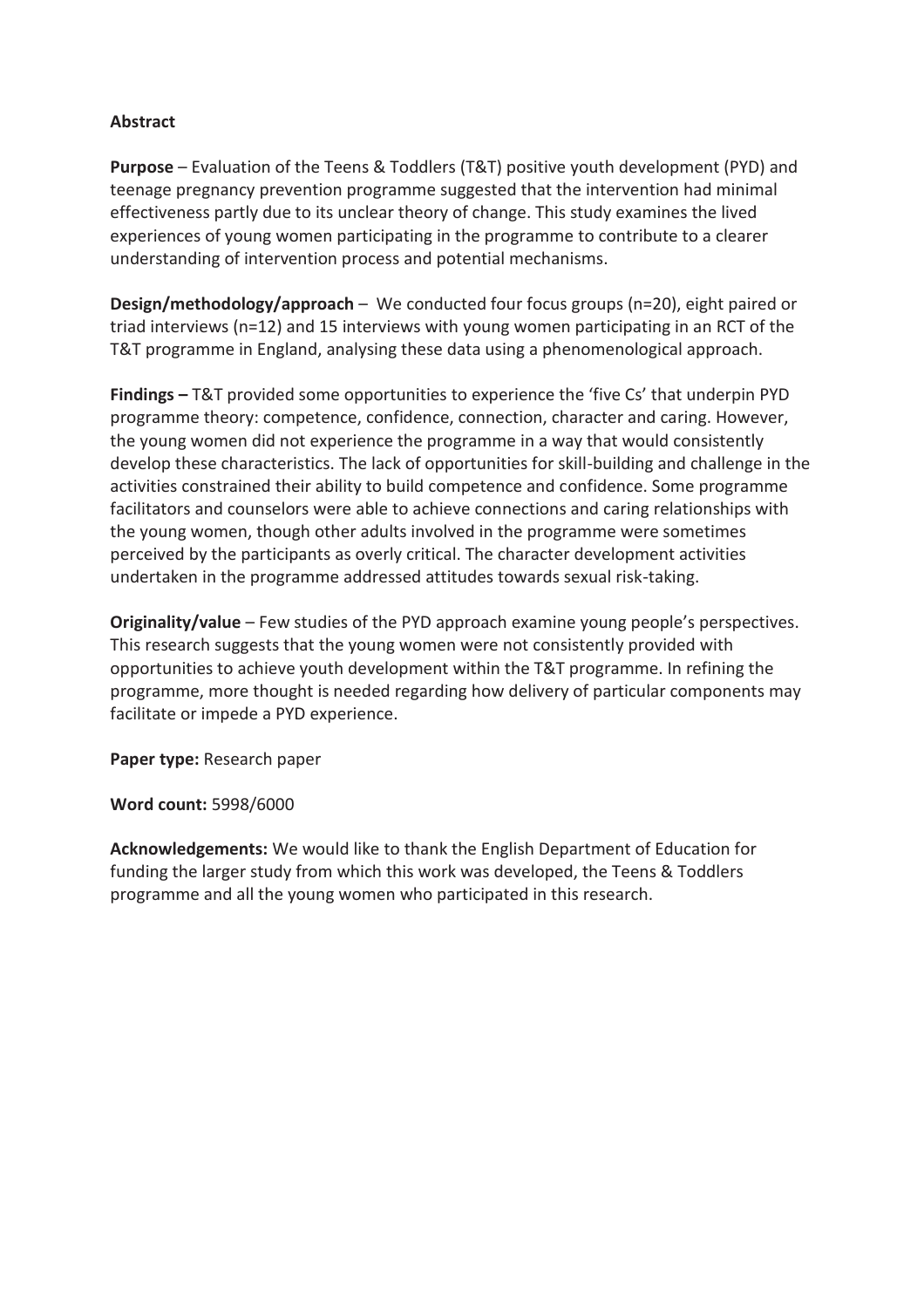**Abstract**

**Purpose** – Evaluation of the Teens & Toddlers (T&T) positive youth development (PYD) and teenage pregnancy prevention programme suggested that the intervention had minimal effectiveness partly due to its unclear theory of change. This study examines the lived experiences of young women participating in the programme to contribute to a clearer understanding of intervention process and potential mechanisms.

**Design/methodology/approach** – We conducted four focus groups (n=20), eight paired or triad interviews (n=12) and 15 interviews with young women participating in an RCT of the T&T programme in England, analysing these data using a phenomenological approach.

**Findings –** T&T provided some opportunities to experience the 'five Cs' that underpin PYD programme theory: competence, confidence, connection, character and caring. However, the young women did not experience the programme in a way that would consistently develop these characteristics. The lack of opportunities for skill-building and challenge in the activities constrained their ability to build competence and confidence. Some programme facilitators and counselors were able to achieve connections and caring relationships with the young women, though other adults involved in the programme were sometimes perceived by the participants as overly critical. The character development activities undertaken in the programme addressed attitudes towards sexual risk-taking.

**Originality/value** – Few studies of the PYD approach examine young people's perspectives. This research suggests that the young women were not consistently provided with opportunities to achieve youth development within the T&T programme. In refining the programme, more thought is needed regarding how delivery of particular components may facilitate or impede a PYD experience.

**Paper type:** Research paper

**Word count:** 5998/6000

**Acknowledgements:** We would like to thank the English Department of Education for funding the larger study from which this work was developed, the Teens & Toddlers programme and all the young women who participated in this research.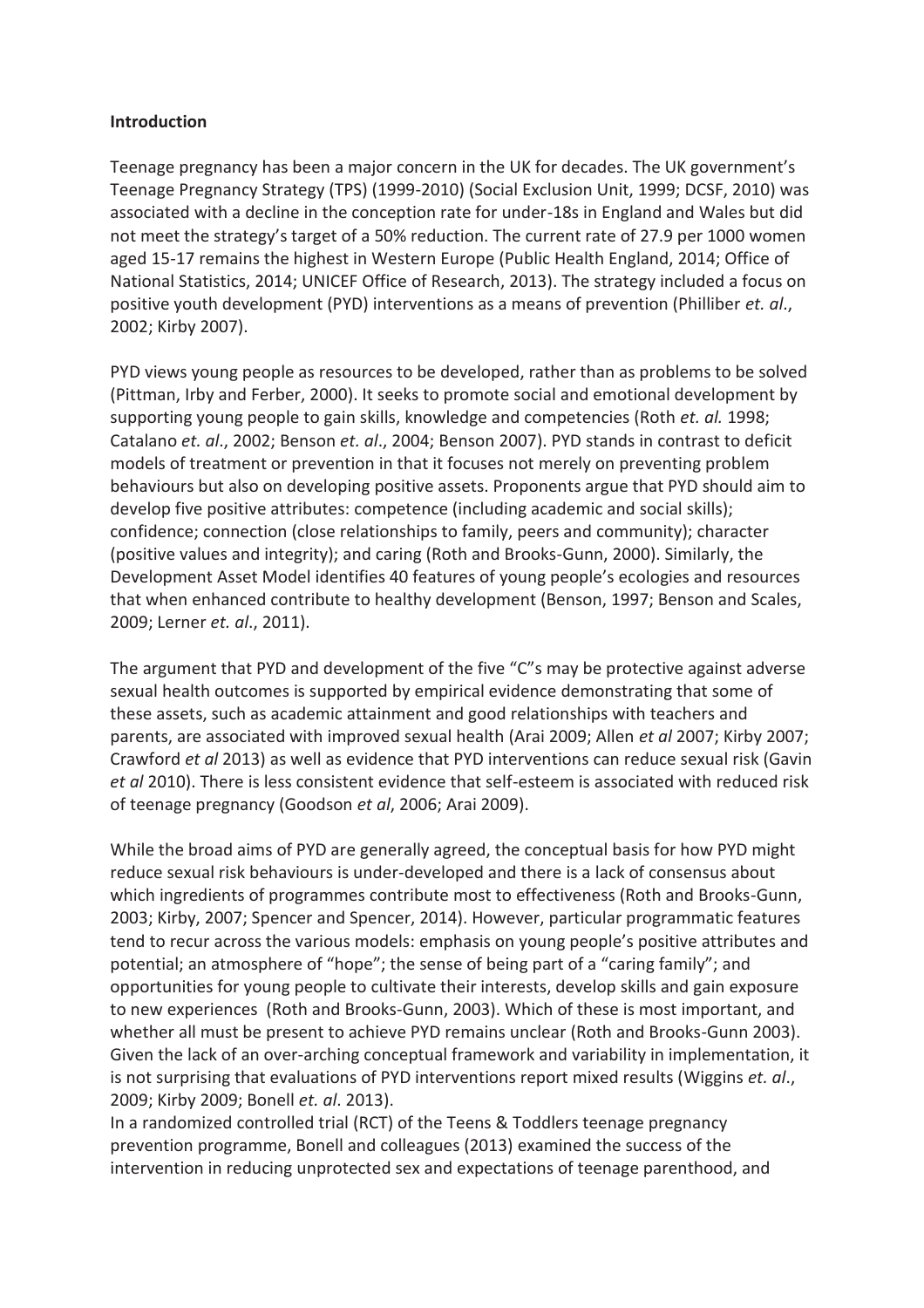**Introduction**

Teenage pregnancy has been a major concern in the UK for decades. The UK government's Teenage Pregnancy Strategy (TPS) (1999-2010) (Social Exclusion Unit, 1999; DCSF, 2010) was associated with a decline in the conception rate for under-18s in England and Wales but did not meet the strategy's target of a 50% reduction. The current rate of 27.9 per 1000 women aged 15-17 remains the highest in Western Europe (Public Health England, 2014; Office of National Statistics, 2014; UNICEF Office of Research, 2013). The strategy included a focus on positive youth development (PYD) interventions as a means of prevention (Philliber *et. al*., 2002; Kirby 2007).

PYD views young people as resources to be developed, rather than as problems to be solved (Pittman, Irby and Ferber, 2000). It seeks to promote social and emotional development by supporting young people to gain skills, knowledge and competencies (Roth *et. al.* 1998; Catalano *et. al*., 2002; Benson *et. al*., 2004; Benson 2007). PYD stands in contrast to deficit models of treatment or prevention in that it focuses not merely on preventing problem behaviours but also on developing positive assets. Proponents argue that PYD should aim to develop five positive attributes: competence (including academic and social skills); confidence; connection (close relationships to family, peers and community); character (positive values and integrity); and caring (Roth and Brooks-Gunn, 2000). Similarly, the Development Asset Model identifies 40 features of young people's ecologies and resources that when enhanced contribute to healthy development (Benson, 1997; Benson and Scales, 2009; Lerner *et. al*., 2011).

The argument that PYD and development of the five "C"s may be protective against adverse sexual health outcomes is supported by empirical evidence demonstrating that some of these assets, such as academic attainment and good relationships with teachers and parents, are associated with improved sexual health (Arai 2009; Allen *et al* 2007; Kirby 2007; Crawford *et al* 2013) as well as evidence that PYD interventions can reduce sexual risk (Gavin *et al* 2010). There is less consistent evidence that self-esteem is associated with reduced risk of teenage pregnancy (Goodson *et al*, 2006; Arai 2009).

While the broad aims of PYD are generally agreed, the conceptual basis for how PYD might reduce sexual risk behaviours is under-developed and there is a lack of consensus about which ingredients of programmes contribute most to effectiveness (Roth and Brooks-Gunn, 2003; Kirby, 2007; Spencer and Spencer, 2014). However, particular programmatic features tend to recur across the various models: emphasis on young people's positive attributes and potential; an atmosphere of "hope"; the sense of being part of a "caring family"; and opportunities for young people to cultivate their interests, develop skills and gain exposure to new experiences (Roth and Brooks-Gunn, 2003). Which of these is most important, and whether all must be present to achieve PYD remains unclear (Roth and Brooks-Gunn 2003). Given the lack of an over-arching conceptual framework and variability in implementation, it is not surprising that evaluations of PYD interventions report mixed results (Wiggins *et. al*., 2009; Kirby 2009; Bonell *et. al*. 2013).

In a randomized controlled trial (RCT) of the Teens & Toddlers teenage pregnancy prevention programme, Bonell and colleagues (2013) examined the success of the intervention in reducing unprotected sex and expectations of teenage parenthood, and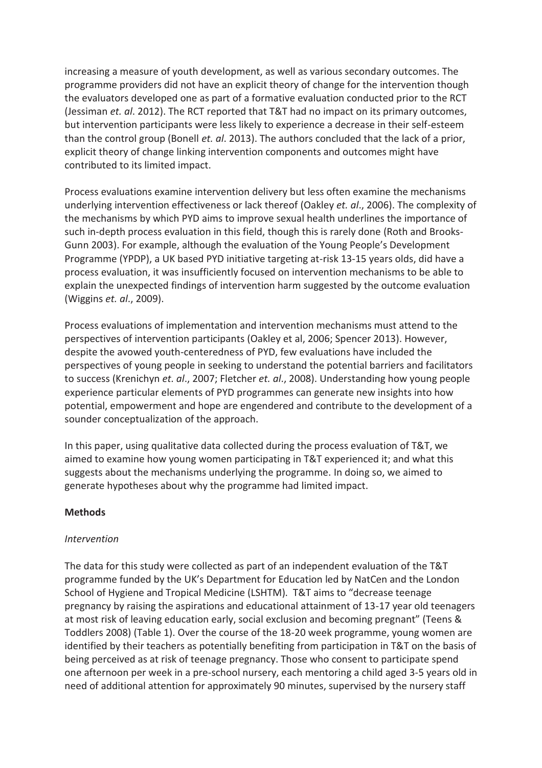increasing a measure of youth development, as well as various secondary outcomes. The programme providers did not have an explicit theory of change for the intervention though the evaluators developed one as part of a formative evaluation conducted prior to the RCT (Jessiman *et. al*. 2012). The RCT reported that T&T had no impact on its primary outcomes, but intervention participants were less likely to experience a decrease in their self-esteem than the control group (Bonell *et. al*. 2013). The authors concluded that the lack of a prior, explicit theory of change linking intervention components and outcomes might have contributed to its limited impact.

Process evaluations examine intervention delivery but less often examine the mechanisms underlying intervention effectiveness or lack thereof (Oakley *et. al*., 2006). The complexity of the mechanisms by which PYD aims to improve sexual health underlines the importance of such in-depth process evaluation in this field, though this is rarely done (Roth and Brooks-Gunn 2003). For example, although the evaluation of the Young People's Development Programme (YPDP), a UK based PYD initiative targeting at-risk 13-15 years olds, did have a process evaluation, it was insufficiently focused on intervention mechanisms to be able to explain the unexpected findings of intervention harm suggested by the outcome evaluation (Wiggins *et. al*., 2009).

Process evaluations of implementation and intervention mechanisms must attend to the perspectives of intervention participants (Oakley et al, 2006; Spencer 2013). However, despite the avowed youth-centeredness of PYD, few evaluations have included the perspectives of young people in seeking to understand the potential barriers and facilitators to success (Krenichyn *et. al*., 2007; Fletcher *et. al*., 2008). Understanding how young people experience particular elements of PYD programmes can generate new insights into how potential, empowerment and hope are engendered and contribute to the development of a sounder conceptualization of the approach.

In this paper, using qualitative data collected during the process evaluation of T&T, we aimed to examine how young women participating in T&T experienced it; and what this suggests about the mechanisms underlying the programme. In doing so, we aimed to generate hypotheses about why the programme had limited impact.

**Methods**

*Intervention*

The data for this study were collected as part of an independent evaluation of the T&T programme funded by the UK's Department for Education led by NatCen and the London School of Hygiene and Tropical Medicine (LSHTM). T&T aims to "decrease teenage pregnancy by raising the aspirations and educational attainment of 13-17 year old teenagers at most risk of leaving education early, social exclusion and becoming pregnant" (Teens & Toddlers 2008) (Table 1). Over the course of the 18-20 week programme, young women are identified by their teachers as potentially benefiting from participation in T&T on the basis of being perceived as at risk of teenage pregnancy. Those who consent to participate spend one afternoon per week in a pre-school nursery, each mentoring a child aged 3-5 years old in need of additional attention for approximately 90 minutes, supervised by the nursery staff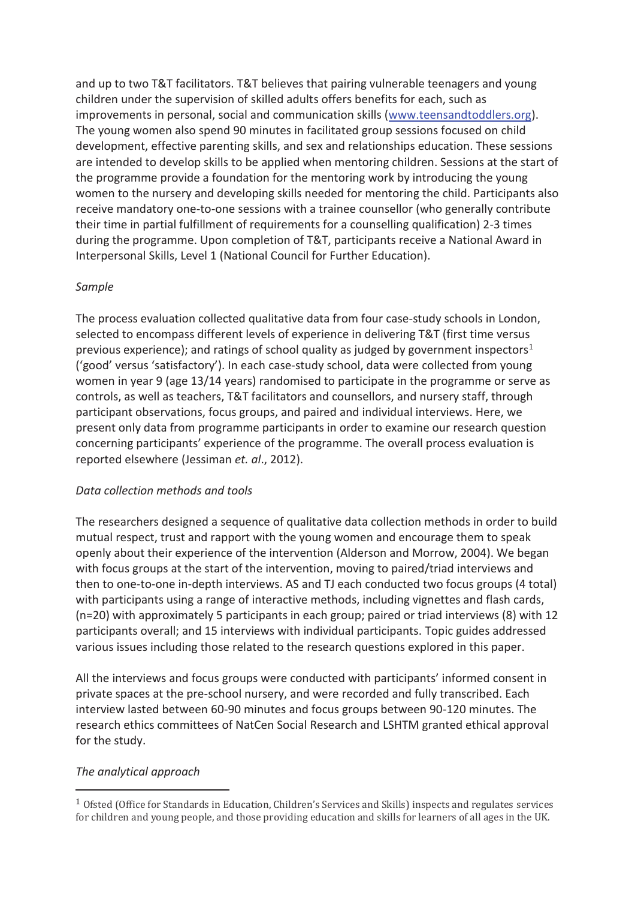and up to two T&T facilitators. T&T believes that pairing vulnerable teenagers and young children under the supervision of skilled adults offers benefits for each, such as improvements in personal, social and communication skills (www.teensandtoddlers.org). The young women also spend 90 minutes in facilitated group sessions focused on child development, effective parenting skills, and sex and relationships education. These sessions are intended to develop skills to be applied when mentoring children. Sessions at the start of the programme provide a foundation for the mentoring work by introducing the young women to the nursery and developing skills needed for mentoring the child. Participants also receive mandatory one-to-one sessions with a trainee counsellor (who generally contribute their time in partial fulfillment of requirements for a counselling qualification) 2-3 times during the programme. Upon completion of T&T, participants receive a National Award in Interpersonal Skills, Level 1 (National Council for Further Education).

*Sample*

The process evaluation collected qualitative data from four case-study schools in London, selected to encompass different levels of experience in delivering T&T (first time versus previous experience); and ratings of school quality as judged by government inspectors[1] ('good' versus 'satisfactory'). In each case-study school, data were collected from young women in year 9 (age 13/14 years) randomised to participate in the programme or serve as controls, as well as teachers, T&T facilitators and counsellors, and nursery staff, through participant observations, focus groups, and paired and individual interviews. Here, we present only data from programme participants in order to examine our research question concerning participants' experience of the programme. The overall process evaluation is reported elsewhere (Jessiman *et. al*., 2012).

*Data collection methods and tools*

The researchers designed a sequence of qualitative data collection methods in order to build mutual respect, trust and rapport with the young women and encourage them to speak openly about their experience of the intervention (Alderson and Morrow, 2004). We began with focus groups at the start of the intervention, moving to paired/triad interviews and then to one-to-one in-depth interviews. AS and TJ each conducted two focus groups (4 total) with participants using a range of interactive methods, including vignettes and flash cards, (n=20) with approximately 5 participants in each group; paired or triad interviews (8) with 12 participants overall; and 15 interviews with individual participants. Topic guides addressed various issues including those related to the research questions explored in this paper.

All the interviews and focus groups were conducted with participants' informed consent in private spaces at the pre-school nursery, and were recorded and fully transcribed. Each interview lasted between 60-90 minutes and focus groups between 90-120 minutes. The research ethics committees of NatCen Social Research and LSHTM granted ethical approval for the study.

*The analytical approach*

[1] Ofsted (Office for Standards in Education, Children's Services and Skills) inspects and regulates services for children and young people, and those providing education and skills for learners of all ages in the UK.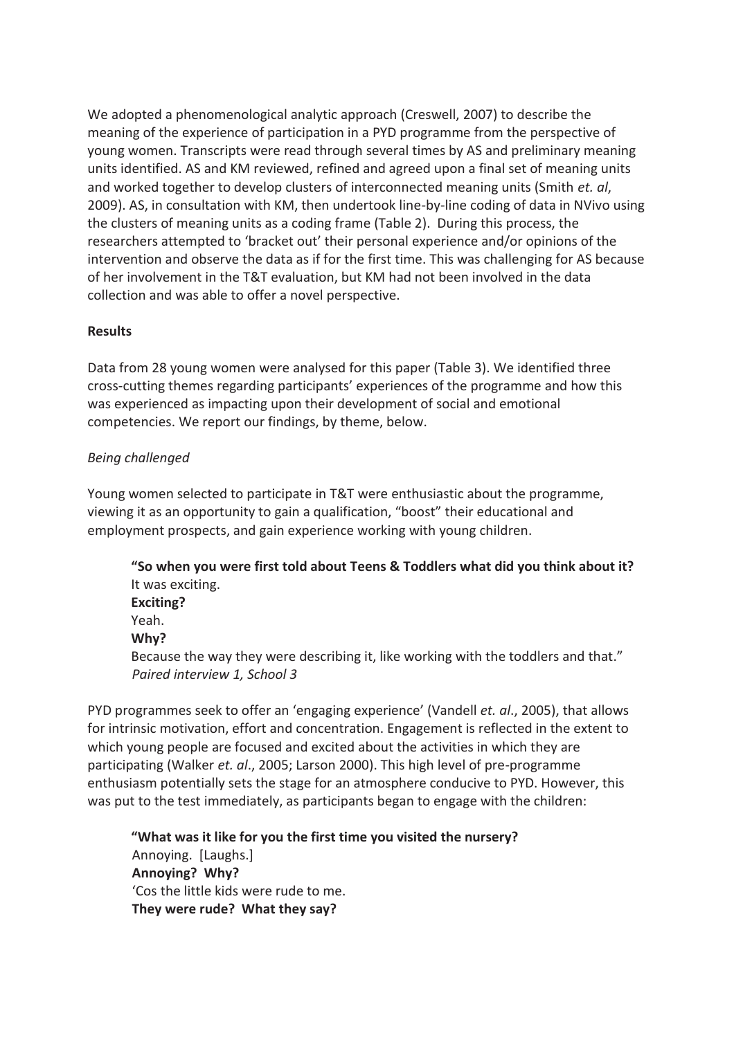We adopted a phenomenological analytic approach (Creswell, 2007) to describe the meaning of the experience of participation in a PYD programme from the perspective of young women. Transcripts were read through several times by AS and preliminary meaning units identified. AS and KM reviewed, refined and agreed upon a final set of meaning units and worked together to develop clusters of interconnected meaning units (Smith *et. al*, 2009). AS, in consultation with KM, then undertook line-by-line coding of data in NVivo using the clusters of meaning units as a coding frame (Table 2). During this process, the researchers attempted to 'bracket out' their personal experience and/or opinions of the intervention and observe the data as if for the first time. This was challenging for AS because of her involvement in the T&T evaluation, but KM had not been involved in the data collection and was able to offer a novel perspective.

**Results**

Data from 28 young women were analysed for this paper (Table 3). We identified three cross-cutting themes regarding participants' experiences of the programme and how this was experienced as impacting upon their development of social and emotional competencies. We report our findings, by theme, below.

*Being challenged*

Young women selected to participate in T&T were enthusiastic about the programme, viewing it as an opportunity to gain a qualification, "boost" their educational and employment prospects, and gain experience working with young children.

> **"So when you were first told about Teens & Toddlers what did you think about it?**
> It was exciting.
> **Exciting?**
> Yeah.
> **Why?**
> Because the way they were describing it, like working with the toddlers and that."
> *Paired interview 1, School 3*

PYD programmes seek to offer an 'engaging experience' (Vandell *et. al*., 2005), that allows for intrinsic motivation, effort and concentration. Engagement is reflected in the extent to which young people are focused and excited about the activities in which they are participating (Walker *et. al*., 2005; Larson 2000). This high level of pre-programme enthusiasm potentially sets the stage for an atmosphere conducive to PYD. However, this was put to the test immediately, as participants began to engage with the children:

> **"What was it like for you the first time you visited the nursery?**
> Annoying. [Laughs.]
> **Annoying? Why?**
> 'Cos the little kids were rude to me.
> **They were rude? What they say?**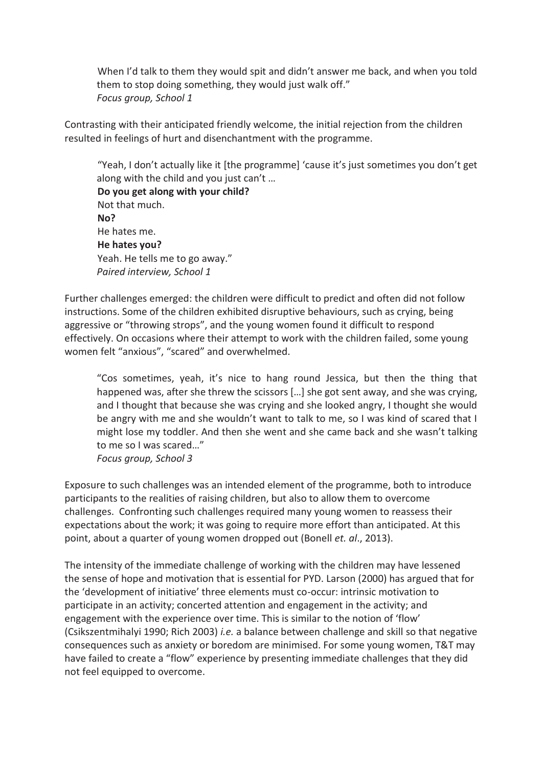When I'd talk to them they would spit and didn't answer me back, and when you told them to stop doing something, they would just walk off."
*Focus group, School 1*

Contrasting with their anticipated friendly welcome, the initial rejection from the children resulted in feelings of hurt and disenchantment with the programme.

> "Yeah, I don't actually like it [the programme] 'cause it's just sometimes you don't get along with the child and you just can't …
> **Do you get along with your child?**
> Not that much.
> **No?**
> He hates me.
> **He hates you?**
> Yeah. He tells me to go away."
> *Paired interview, School 1*

Further challenges emerged: the children were difficult to predict and often did not follow instructions. Some of the children exhibited disruptive behaviours, such as crying, being aggressive or "throwing strops", and the young women found it difficult to respond effectively. On occasions where their attempt to work with the children failed, some young women felt "anxious", "scared" and overwhelmed.

> "Cos sometimes, yeah, it's nice to hang round Jessica, but then the thing that happened was, after she threw the scissors […] she got sent away, and she was crying, and I thought that because she was crying and she looked angry, I thought she would be angry with me and she wouldn't want to talk to me, so I was kind of scared that I might lose my toddler. And then she went and she came back and she wasn't talking to me so I was scared…"
> *Focus group, School 3*

Exposure to such challenges was an intended element of the programme, both to introduce participants to the realities of raising children, but also to allow them to overcome challenges. Confronting such challenges required many young women to reassess their expectations about the work; it was going to require more effort than anticipated. At this point, about a quarter of young women dropped out (Bonell *et. al*., 2013).

The intensity of the immediate challenge of working with the children may have lessened the sense of hope and motivation that is essential for PYD. Larson (2000) has argued that for the 'development of initiative' three elements must co-occur: intrinsic motivation to participate in an activity; concerted attention and engagement in the activity; and engagement with the experience over time. This is similar to the notion of 'flow' (Csikszentmihalyi 1990; Rich 2003) *i.e.* a balance between challenge and skill so that negative consequences such as anxiety or boredom are minimised. For some young women, T&T may have failed to create a "flow" experience by presenting immediate challenges that they did not feel equipped to overcome.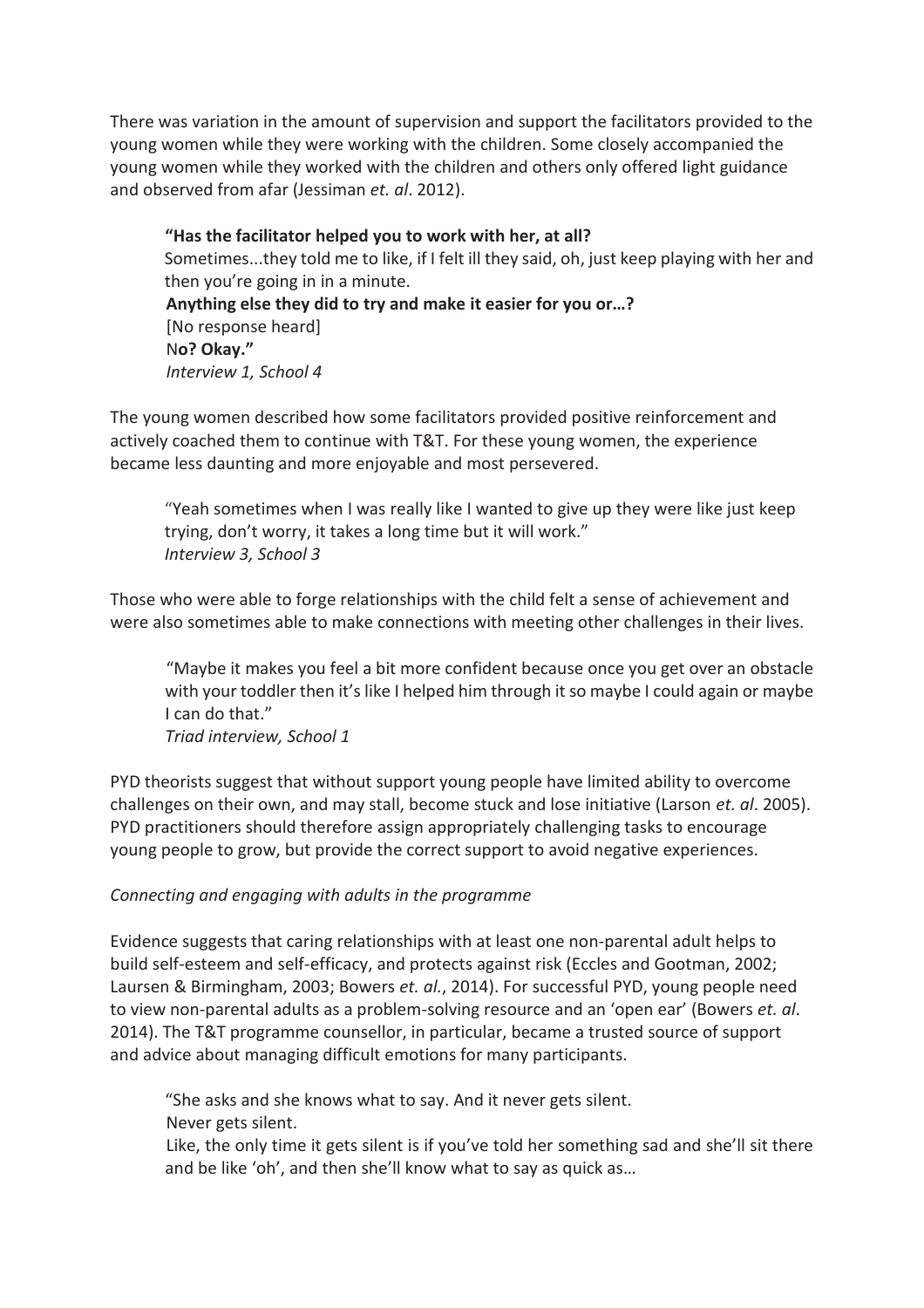There was variation in the amount of supervision and support the facilitators provided to the young women while they were working with the children. Some closely accompanied the young women while they worked with the children and others only offered light guidance and observed from afar (Jessiman *et. al*. 2012).

> **"Has the facilitator helped you to work with her, at all?**
> Sometimes...they told me to like, if I felt ill they said, oh, just keep playing with her and then you're going in in a minute.
> **Anything else they did to try and make it easier for you or…?**
> [No response heard]
> N**o? Okay."**
> *Interview 1, School 4*

The young women described how some facilitators provided positive reinforcement and actively coached them to continue with T&T. For these young women, the experience became less daunting and more enjoyable and most persevered.

> "Yeah sometimes when I was really like I wanted to give up they were like just keep trying, don't worry, it takes a long time but it will work."
> *Interview 3, School 3*

Those who were able to forge relationships with the child felt a sense of achievement and were also sometimes able to make connections with meeting other challenges in their lives.

> "Maybe it makes you feel a bit more confident because once you get over an obstacle with your toddler then it's like I helped him through it so maybe I could again or maybe I can do that."
> *Triad interview, School 1*

PYD theorists suggest that without support young people have limited ability to overcome challenges on their own, and may stall, become stuck and lose initiative (Larson *et. al*. 2005). PYD practitioners should therefore assign appropriately challenging tasks to encourage young people to grow, but provide the correct support to avoid negative experiences.

*Connecting and engaging with adults in the programme*

Evidence suggests that caring relationships with at least one non-parental adult helps to build self-esteem and self-efficacy, and protects against risk (Eccles and Gootman, 2002; Laursen & Birmingham, 2003; Bowers *et. al.*, 2014). For successful PYD, young people need to view non-parental adults as a problem-solving resource and an 'open ear' (Bowers *et. al*. 2014). The T&T programme counsellor, in particular, became a trusted source of support and advice about managing difficult emotions for many participants.

> "She asks and she knows what to say. And it never gets silent.
> Never gets silent.
> Like, the only time it gets silent is if you've told her something sad and she'll sit there and be like 'oh', and then she'll know what to say as quick as…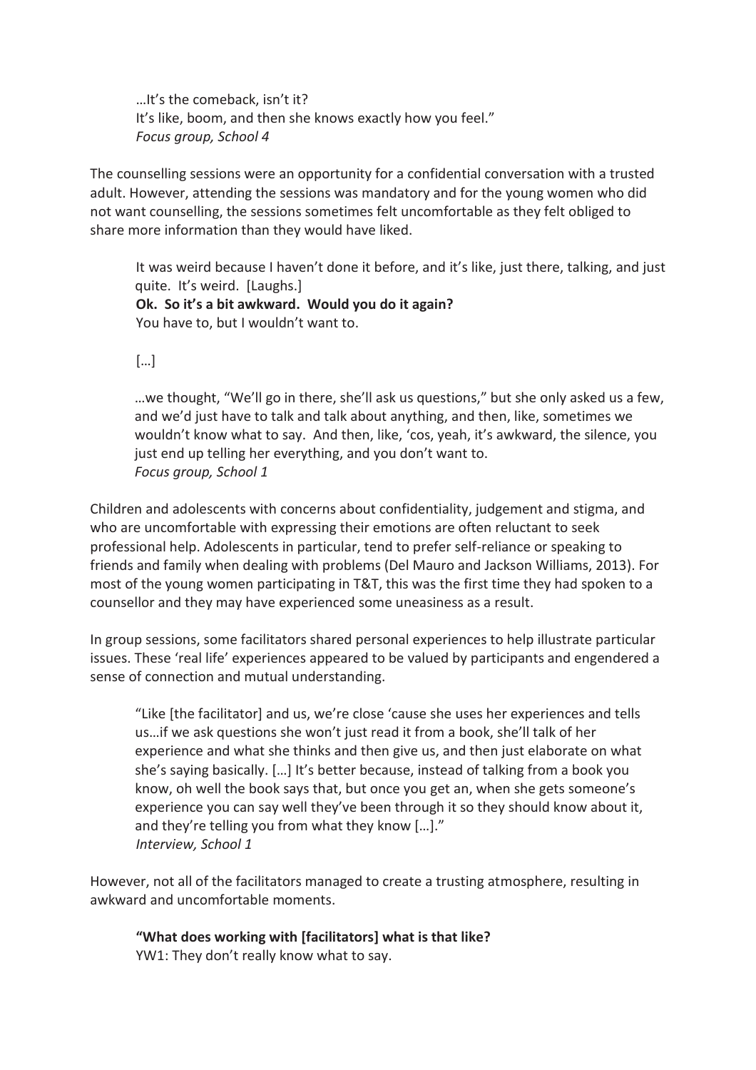> …It's the comeback, isn't it?
> It's like, boom, and then she knows exactly how you feel."
> *Focus group, School 4*

The counselling sessions were an opportunity for a confidential conversation with a trusted adult. However, attending the sessions was mandatory and for the young women who did not want counselling, the sessions sometimes felt uncomfortable as they felt obliged to share more information than they would have liked.

> It was weird because I haven't done it before, and it's like, just there, talking, and just quite. It's weird. [Laughs.]
> **Ok. So it's a bit awkward. Would you do it again?**
> You have to, but I wouldn't want to.
>
> […]
>
> …we thought, "We'll go in there, she'll ask us questions," but she only asked us a few, and we'd just have to talk and talk about anything, and then, like, sometimes we wouldn't know what to say. And then, like, 'cos, yeah, it's awkward, the silence, you just end up telling her everything, and you don't want to.
> *Focus group, School 1*

Children and adolescents with concerns about confidentiality, judgement and stigma, and who are uncomfortable with expressing their emotions are often reluctant to seek professional help. Adolescents in particular, tend to prefer self-reliance or speaking to friends and family when dealing with problems (Del Mauro and Jackson Williams, 2013). For most of the young women participating in T&T, this was the first time they had spoken to a counsellor and they may have experienced some uneasiness as a result.

In group sessions, some facilitators shared personal experiences to help illustrate particular issues. These 'real life' experiences appeared to be valued by participants and engendered a sense of connection and mutual understanding.

> "Like [the facilitator] and us, we're close 'cause she uses her experiences and tells us…if we ask questions she won't just read it from a book, she'll talk of her experience and what she thinks and then give us, and then just elaborate on what she's saying basically. […] It's better because, instead of talking from a book you know, oh well the book says that, but once you get an, when she gets someone's experience you can say well they've been through it so they should know about it, and they're telling you from what they know […]."
> *Interview, School 1*

However, not all of the facilitators managed to create a trusting atmosphere, resulting in awkward and uncomfortable moments.

> **"What does working with [facilitators] what is that like?**
> YW1: They don't really know what to say.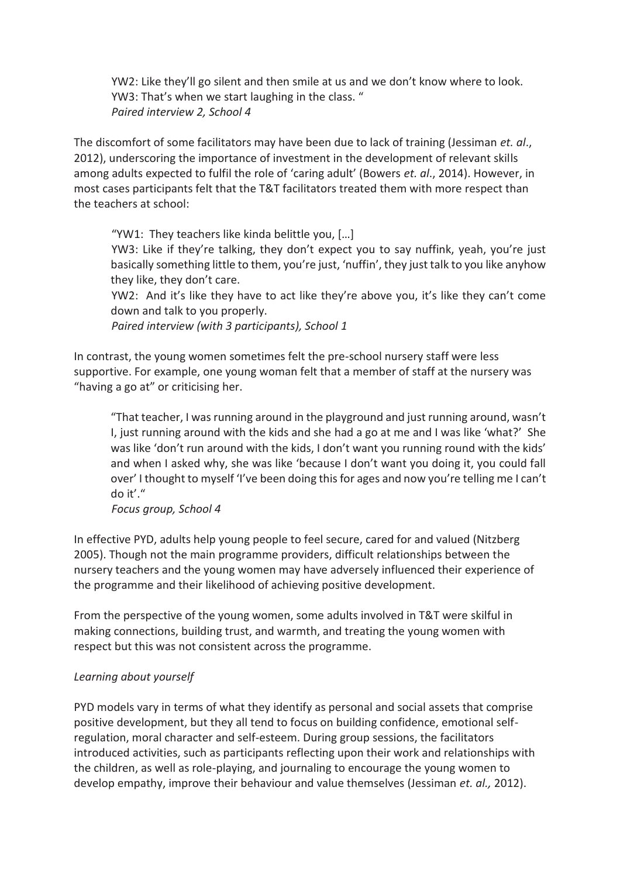YW2: Like they'll go silent and then smile at us and we don't know where to look.
YW3: That's when we start laughing in the class. "
*Paired interview 2, School 4*

The discomfort of some facilitators may have been due to lack of training (Jessiman *et. al*., 2012), underscoring the importance of investment in the development of relevant skills among adults expected to fulfil the role of 'caring adult' (Bowers *et. al*., 2014). However, in most cases participants felt that the T&T facilitators treated them with more respect than the teachers at school:

"YW1: They teachers like kinda belittle you, […]
YW3: Like if they're talking, they don't expect you to say nuffink, yeah, you're just basically something little to them, you're just, 'nuffin', they just talk to you like anyhow they like, they don't care.
YW2: And it's like they have to act like they're above you, it's like they can't come down and talk to you properly.
*Paired interview (with 3 participants), School 1*

In contrast, the young women sometimes felt the pre-school nursery staff were less supportive. For example, one young woman felt that a member of staff at the nursery was "having a go at" or criticising her.

"That teacher, I was running around in the playground and just running around, wasn't I, just running around with the kids and she had a go at me and I was like 'what?' She was like 'don't run around with the kids, I don't want you running round with the kids' and when I asked why, she was like 'because I don't want you doing it, you could fall over' I thought to myself 'I've been doing this for ages and now you're telling me I can't do it'."
*Focus group, School 4*

In effective PYD, adults help young people to feel secure, cared for and valued (Nitzberg 2005). Though not the main programme providers, difficult relationships between the nursery teachers and the young women may have adversely influenced their experience of the programme and their likelihood of achieving positive development.

From the perspective of the young women, some adults involved in T&T were skilful in making connections, building trust, and warmth, and treating the young women with respect but this was not consistent across the programme.

*Learning about yourself*

PYD models vary in terms of what they identify as personal and social assets that comprise positive development, but they all tend to focus on building confidence, emotional self-regulation, moral character and self-esteem. During group sessions, the facilitators introduced activities, such as participants reflecting upon their work and relationships with the children, as well as role-playing, and journaling to encourage the young women to develop empathy, improve their behaviour and value themselves (Jessiman *et. al.,* 2012).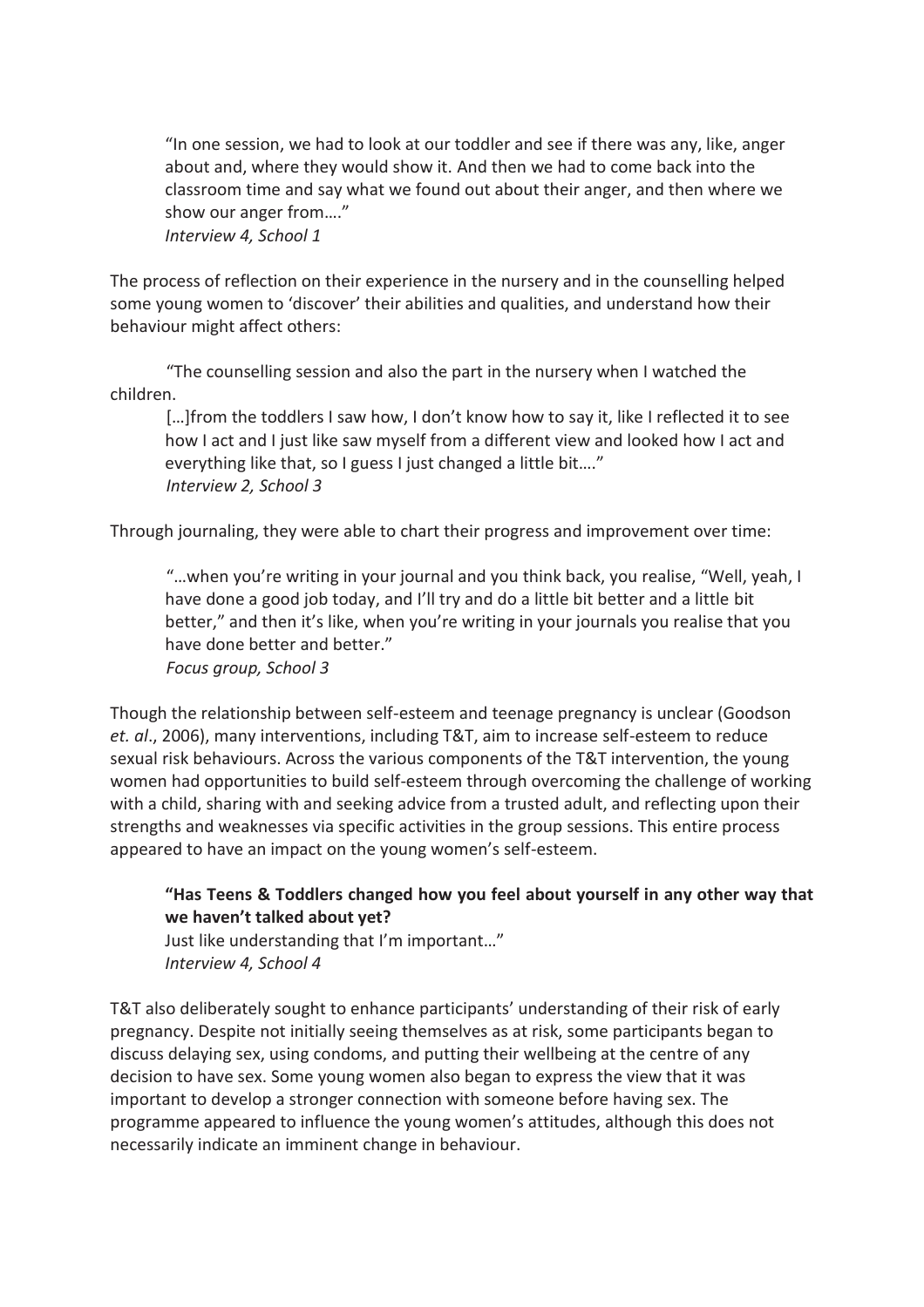> "In one session, we had to look at our toddler and see if there was any, like, anger about and, where they would show it. And then we had to come back into the classroom time and say what we found out about their anger, and then where we show our anger from…."
> *Interview 4, School 1*

The process of reflection on their experience in the nursery and in the counselling helped some young women to 'discover' their abilities and qualities, and understand how their behaviour might affect others:

> "The counselling session and also the part in the nursery when I watched the children.
> […]from the toddlers I saw how, I don't know how to say it, like I reflected it to see how I act and I just like saw myself from a different view and looked how I act and everything like that, so I guess I just changed a little bit…."
> *Interview 2, School 3*

Through journaling, they were able to chart their progress and improvement over time:

> "…when you're writing in your journal and you think back, you realise, "Well, yeah, I have done a good job today, and I'll try and do a little bit better and a little bit better," and then it's like, when you're writing in your journals you realise that you have done better and better."
> *Focus group, School 3*

Though the relationship between self-esteem and teenage pregnancy is unclear (Goodson *et. al*., 2006), many interventions, including T&T, aim to increase self-esteem to reduce sexual risk behaviours. Across the various components of the T&T intervention, the young women had opportunities to build self-esteem through overcoming the challenge of working with a child, sharing with and seeking advice from a trusted adult, and reflecting upon their strengths and weaknesses via specific activities in the group sessions. This entire process appeared to have an impact on the young women's self-esteem.

> **"Has Teens & Toddlers changed how you feel about yourself in any other way that we haven't talked about yet?**
> Just like understanding that I'm important…"
> *Interview 4, School 4*

T&T also deliberately sought to enhance participants' understanding of their risk of early pregnancy. Despite not initially seeing themselves as at risk, some participants began to discuss delaying sex, using condoms, and putting their wellbeing at the centre of any decision to have sex. Some young women also began to express the view that it was important to develop a stronger connection with someone before having sex. The programme appeared to influence the young women's attitudes, although this does not necessarily indicate an imminent change in behaviour.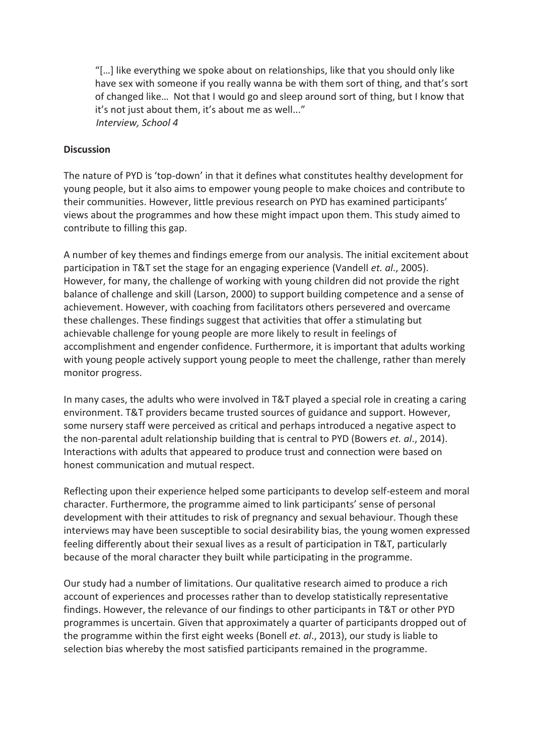"[…] like everything we spoke about on relationships, like that you should only like have sex with someone if you really wanna be with them sort of thing, and that's sort of changed like… Not that I would go and sleep around sort of thing, but I know that it's not just about them, it's about me as well..."
*Interview, School 4*

**Discussion**

The nature of PYD is 'top-down' in that it defines what constitutes healthy development for young people, but it also aims to empower young people to make choices and contribute to their communities. However, little previous research on PYD has examined participants' views about the programmes and how these might impact upon them. This study aimed to contribute to filling this gap.

A number of key themes and findings emerge from our analysis. The initial excitement about participation in T&T set the stage for an engaging experience (Vandell *et. al*., 2005). However, for many, the challenge of working with young children did not provide the right balance of challenge and skill (Larson, 2000) to support building competence and a sense of achievement. However, with coaching from facilitators others persevered and overcame these challenges. These findings suggest that activities that offer a stimulating but achievable challenge for young people are more likely to result in feelings of accomplishment and engender confidence. Furthermore, it is important that adults working with young people actively support young people to meet the challenge, rather than merely monitor progress.

In many cases, the adults who were involved in T&T played a special role in creating a caring environment. T&T providers became trusted sources of guidance and support. However, some nursery staff were perceived as critical and perhaps introduced a negative aspect to the non-parental adult relationship building that is central to PYD (Bowers *et. al*., 2014). Interactions with adults that appeared to produce trust and connection were based on honest communication and mutual respect.

Reflecting upon their experience helped some participants to develop self-esteem and moral character. Furthermore, the programme aimed to link participants' sense of personal development with their attitudes to risk of pregnancy and sexual behaviour. Though these interviews may have been susceptible to social desirability bias, the young women expressed feeling differently about their sexual lives as a result of participation in T&T, particularly because of the moral character they built while participating in the programme.

Our study had a number of limitations. Our qualitative research aimed to produce a rich account of experiences and processes rather than to develop statistically representative findings. However, the relevance of our findings to other participants in T&T or other PYD programmes is uncertain. Given that approximately a quarter of participants dropped out of the programme within the first eight weeks (Bonell *et. al*., 2013), our study is liable to selection bias whereby the most satisfied participants remained in the programme.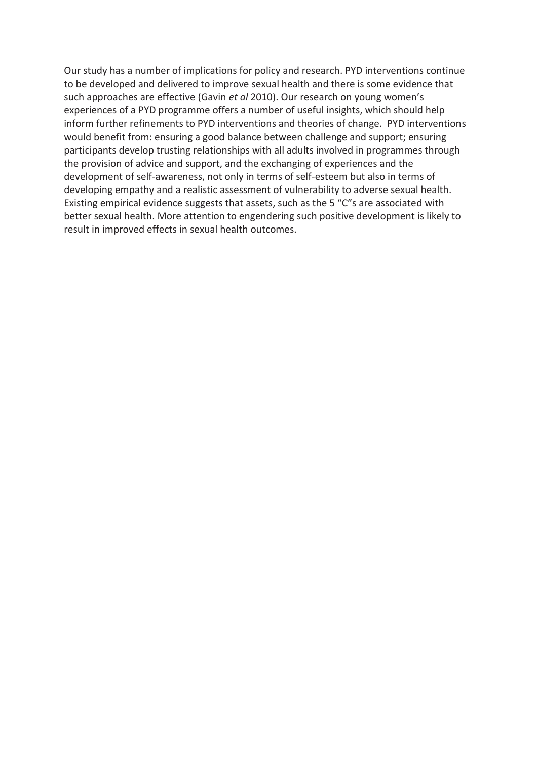Our study has a number of implications for policy and research. PYD interventions continue to be developed and delivered to improve sexual health and there is some evidence that such approaches are effective (Gavin *et al* 2010). Our research on young women's experiences of a PYD programme offers a number of useful insights, which should help inform further refinements to PYD interventions and theories of change. PYD interventions would benefit from: ensuring a good balance between challenge and support; ensuring participants develop trusting relationships with all adults involved in programmes through the provision of advice and support, and the exchanging of experiences and the development of self-awareness, not only in terms of self-esteem but also in terms of developing empathy and a realistic assessment of vulnerability to adverse sexual health. Existing empirical evidence suggests that assets, such as the 5 "C"s are associated with better sexual health. More attention to engendering such positive development is likely to result in improved effects in sexual health outcomes.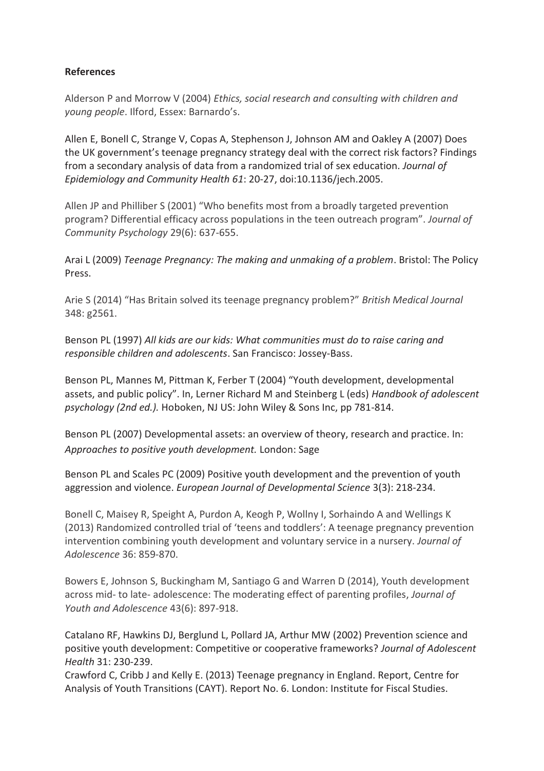**References**

Alderson P and Morrow V (2004) *Ethics, social research and consulting with children and young people*. Ilford, Essex: Barnardo's.

Allen E, Bonell C, Strange V, Copas A, Stephenson J, Johnson AM and Oakley A (2007) Does the UK government's teenage pregnancy strategy deal with the correct risk factors? Findings from a secondary analysis of data from a randomized trial of sex education. *Journal of Epidemiology and Community Health 61*: 20-27, doi:10.1136/jech.2005.

Allen JP and Philliber S (2001) "Who benefits most from a broadly targeted prevention program? Differential efficacy across populations in the teen outreach program". *Journal of Community Psychology* 29(6): 637-655.

Arai L (2009) *Teenage Pregnancy: The making and unmaking of a problem*. Bristol: The Policy Press.

Arie S (2014) "Has Britain solved its teenage pregnancy problem?" *British Medical Journal* 348: g2561.

Benson PL (1997) *All kids are our kids: What communities must do to raise caring and responsible children and adolescents*. San Francisco: Jossey-Bass.

Benson PL, Mannes M, Pittman K, Ferber T (2004) "Youth development, developmental assets, and public policy". In, Lerner Richard M and Steinberg L (eds) *Handbook of adolescent psychology (2nd ed.).* Hoboken, NJ US: John Wiley & Sons Inc, pp 781-814.

Benson PL (2007) Developmental assets: an overview of theory, research and practice. In: *Approaches to positive youth development.* London: Sage

Benson PL and Scales PC (2009) Positive youth development and the prevention of youth aggression and violence. *European Journal of Developmental Science* 3(3): 218-234.

Bonell C, Maisey R, Speight A, Purdon A, Keogh P, Wollny I, Sorhaindo A and Wellings K (2013) Randomized controlled trial of 'teens and toddlers': A teenage pregnancy prevention intervention combining youth development and voluntary service in a nursery. *Journal of Adolescence* 36: 859-870.

Bowers E, Johnson S, Buckingham M, Santiago G and Warren D (2014), Youth development across mid- to late- adolescence: The moderating effect of parenting profiles, *Journal of Youth and Adolescence* 43(6): 897-918.

Catalano RF, Hawkins DJ, Berglund L, Pollard JA, Arthur MW (2002) Prevention science and positive youth development: Competitive or cooperative frameworks? *Journal of Adolescent Health* 31: 230-239.

Crawford C, Cribb J and Kelly E. (2013) Teenage pregnancy in England. Report, Centre for Analysis of Youth Transitions (CAYT). Report No. 6. London: Institute for Fiscal Studies.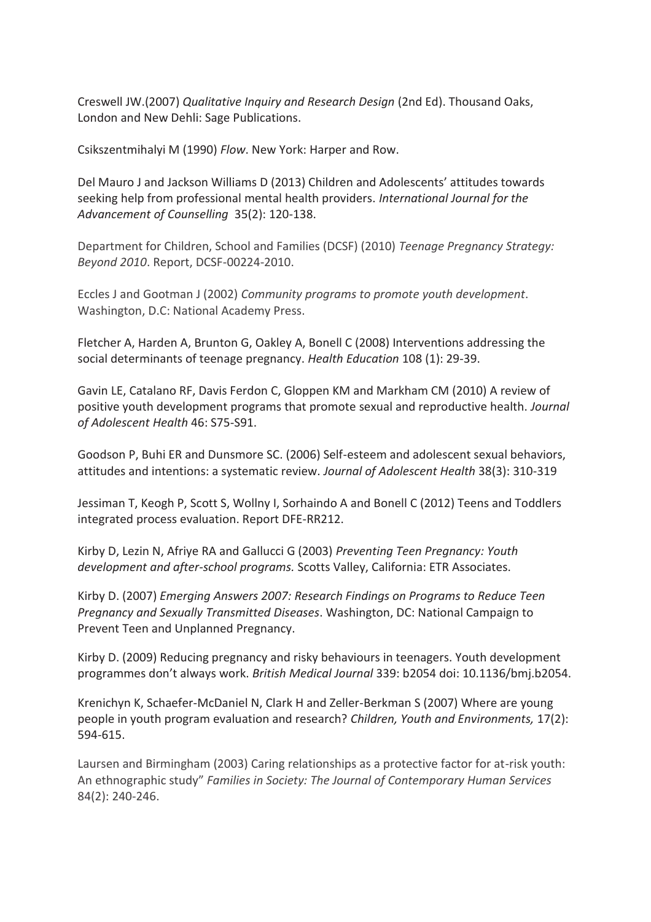Creswell JW.(2007) *Qualitative Inquiry and Research Design* (2nd Ed). Thousand Oaks, London and New Dehli: Sage Publications.

Csikszentmihalyi M (1990) *Flow*. New York: Harper and Row.

Del Mauro J and Jackson Williams D (2013) Children and Adolescents' attitudes towards seeking help from professional mental health providers. *International Journal for the Advancement of Counselling* 35(2): 120-138.

Department for Children, School and Families (DCSF) (2010) *Teenage Pregnancy Strategy: Beyond 2010*. Report, DCSF-00224-2010.

Eccles J and Gootman J (2002) *Community programs to promote youth development*. Washington, D.C: National Academy Press.

Fletcher A, Harden A, Brunton G, Oakley A, Bonell C (2008) Interventions addressing the social determinants of teenage pregnancy. *Health Education* 108 (1): 29-39.

Gavin LE, Catalano RF, Davis Ferdon C, Gloppen KM and Markham CM (2010) A review of positive youth development programs that promote sexual and reproductive health. *Journal of Adolescent Health* 46: S75-S91.

Goodson P, Buhi ER and Dunsmore SC. (2006) Self-esteem and adolescent sexual behaviors, attitudes and intentions: a systematic review. *Journal of Adolescent Health* 38(3): 310-319

Jessiman T, Keogh P, Scott S, Wollny I, Sorhaindo A and Bonell C (2012) Teens and Toddlers integrated process evaluation. Report DFE-RR212.

Kirby D, Lezin N, Afriye RA and Gallucci G (2003) *Preventing Teen Pregnancy: Youth development and after-school programs.* Scotts Valley, California: ETR Associates.

Kirby D. (2007) *Emerging Answers 2007: Research Findings on Programs to Reduce Teen Pregnancy and Sexually Transmitted Diseases*. Washington, DC: National Campaign to Prevent Teen and Unplanned Pregnancy.

Kirby D. (2009) Reducing pregnancy and risky behaviours in teenagers. Youth development programmes don't always work. *British Medical Journal* 339: b2054 doi: 10.1136/bmj.b2054.

Krenichyn K, Schaefer-McDaniel N, Clark H and Zeller-Berkman S (2007) Where are young people in youth program evaluation and research? *Children, Youth and Environments,* 17(2): 594-615.

Laursen and Birmingham (2003) Caring relationships as a protective factor for at-risk youth: An ethnographic study" *Families in Society: The Journal of Contemporary Human Services* 84(2): 240-246.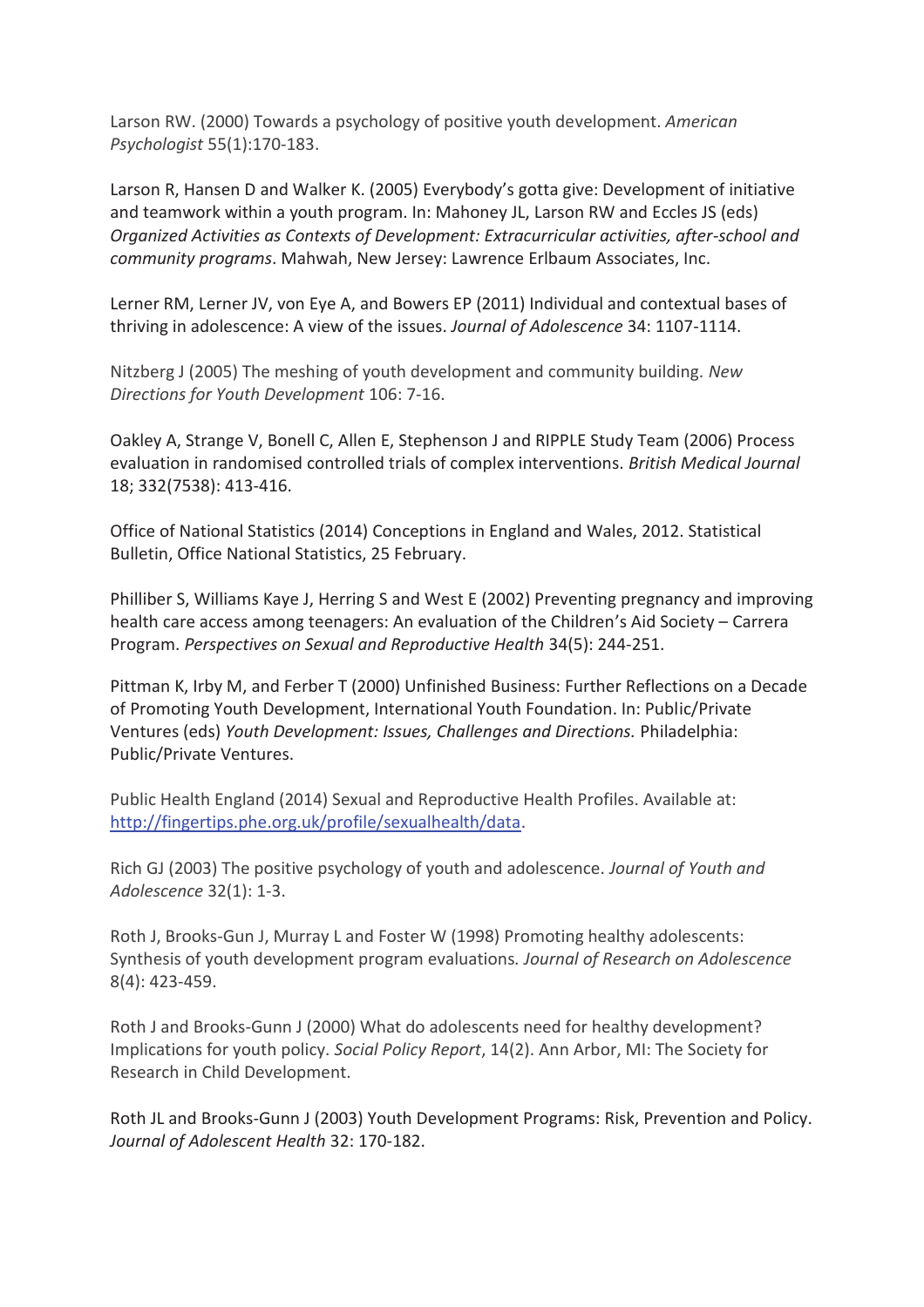Larson RW. (2000) Towards a psychology of positive youth development. *American Psychologist* 55(1):170-183.

Larson R, Hansen D and Walker K. (2005) Everybody's gotta give: Development of initiative and teamwork within a youth program. In: Mahoney JL, Larson RW and Eccles JS (eds) *Organized Activities as Contexts of Development: Extracurricular activities, after-school and community programs*. Mahwah, New Jersey: Lawrence Erlbaum Associates, Inc.

Lerner RM, Lerner JV, von Eye A, and Bowers EP (2011) Individual and contextual bases of thriving in adolescence: A view of the issues. *Journal of Adolescence* 34: 1107-1114.

Nitzberg J (2005) The meshing of youth development and community building. *New Directions for Youth Development* 106: 7-16.

Oakley A, Strange V, Bonell C, Allen E, Stephenson J and RIPPLE Study Team (2006) Process evaluation in randomised controlled trials of complex interventions. *British Medical Journal* 18; 332(7538): 413-416.

Office of National Statistics (2014) Conceptions in England and Wales, 2012. Statistical Bulletin, Office National Statistics, 25 February.

Philliber S, Williams Kaye J, Herring S and West E (2002) Preventing pregnancy and improving health care access among teenagers: An evaluation of the Children's Aid Society – Carrera Program. *Perspectives on Sexual and Reproductive Health* 34(5): 244-251.

Pittman K, Irby M, and Ferber T (2000) Unfinished Business: Further Reflections on a Decade of Promoting Youth Development, International Youth Foundation. In: Public/Private Ventures (eds) *Youth Development: Issues, Challenges and Directions.* Philadelphia: Public/Private Ventures.

Public Health England (2014) Sexual and Reproductive Health Profiles. Available at: http://fingertips.phe.org.uk/profile/sexualhealth/data.

Rich GJ (2003) The positive psychology of youth and adolescence. *Journal of Youth and Adolescence* 32(1): 1-3.

Roth J, Brooks-Gun J, Murray L and Foster W (1998) Promoting healthy adolescents: Synthesis of youth development program evaluations. *Journal of Research on Adolescence* 8(4): 423-459.

Roth J and Brooks-Gunn J (2000) What do adolescents need for healthy development? Implications for youth policy. *Social Policy Report*, 14(2). Ann Arbor, MI: The Society for Research in Child Development.

Roth JL and Brooks-Gunn J (2003) Youth Development Programs: Risk, Prevention and Policy. *Journal of Adolescent Health* 32: 170-182.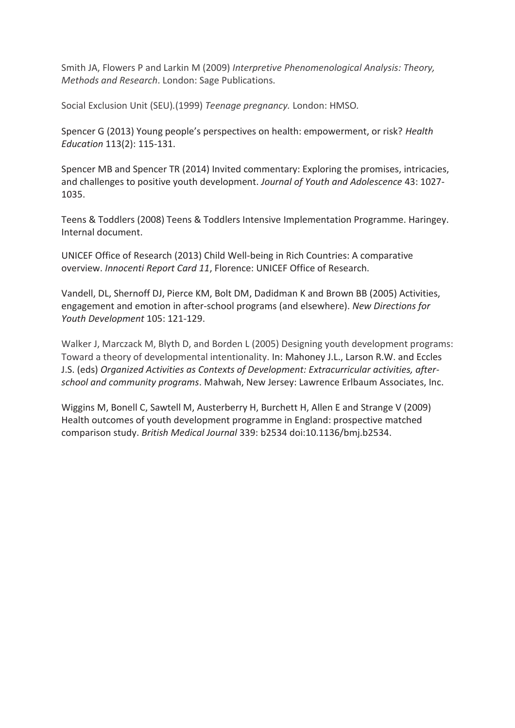Smith JA, Flowers P and Larkin M (2009) *Interpretive Phenomenological Analysis: Theory, Methods and Research*. London: Sage Publications.

Social Exclusion Unit (SEU).(1999) *Teenage pregnancy.* London: HMSO*.*

Spencer G (2013) Young people's perspectives on health: empowerment, or risk? *Health Education* 113(2): 115-131.

Spencer MB and Spencer TR (2014) Invited commentary: Exploring the promises, intricacies, and challenges to positive youth development. *Journal of Youth and Adolescence* 43: 1027-1035.

Teens & Toddlers (2008) Teens & Toddlers Intensive Implementation Programme. Haringey. Internal document.

UNICEF Office of Research (2013) Child Well-being in Rich Countries: A comparative overview. *Innocenti Report Card 11*, Florence: UNICEF Office of Research.

Vandell, DL, Shernoff DJ, Pierce KM, Bolt DM, Dadidman K and Brown BB (2005) Activities, engagement and emotion in after-school programs (and elsewhere). *New Directions for Youth Development* 105: 121-129.

Walker J, Marczack M, Blyth D, and Borden L (2005) Designing youth development programs: Toward a theory of developmental intentionality. In: Mahoney J.L., Larson R.W. and Eccles J.S. (eds) *Organized Activities as Contexts of Development: Extracurricular activities, after-school and community programs*. Mahwah, New Jersey: Lawrence Erlbaum Associates, Inc.

Wiggins M, Bonell C, Sawtell M, Austerberry H, Burchett H, Allen E and Strange V (2009) Health outcomes of youth development programme in England: prospective matched comparison study. *British Medical Journal* 339: b2534 doi:10.1136/bmj.b2534.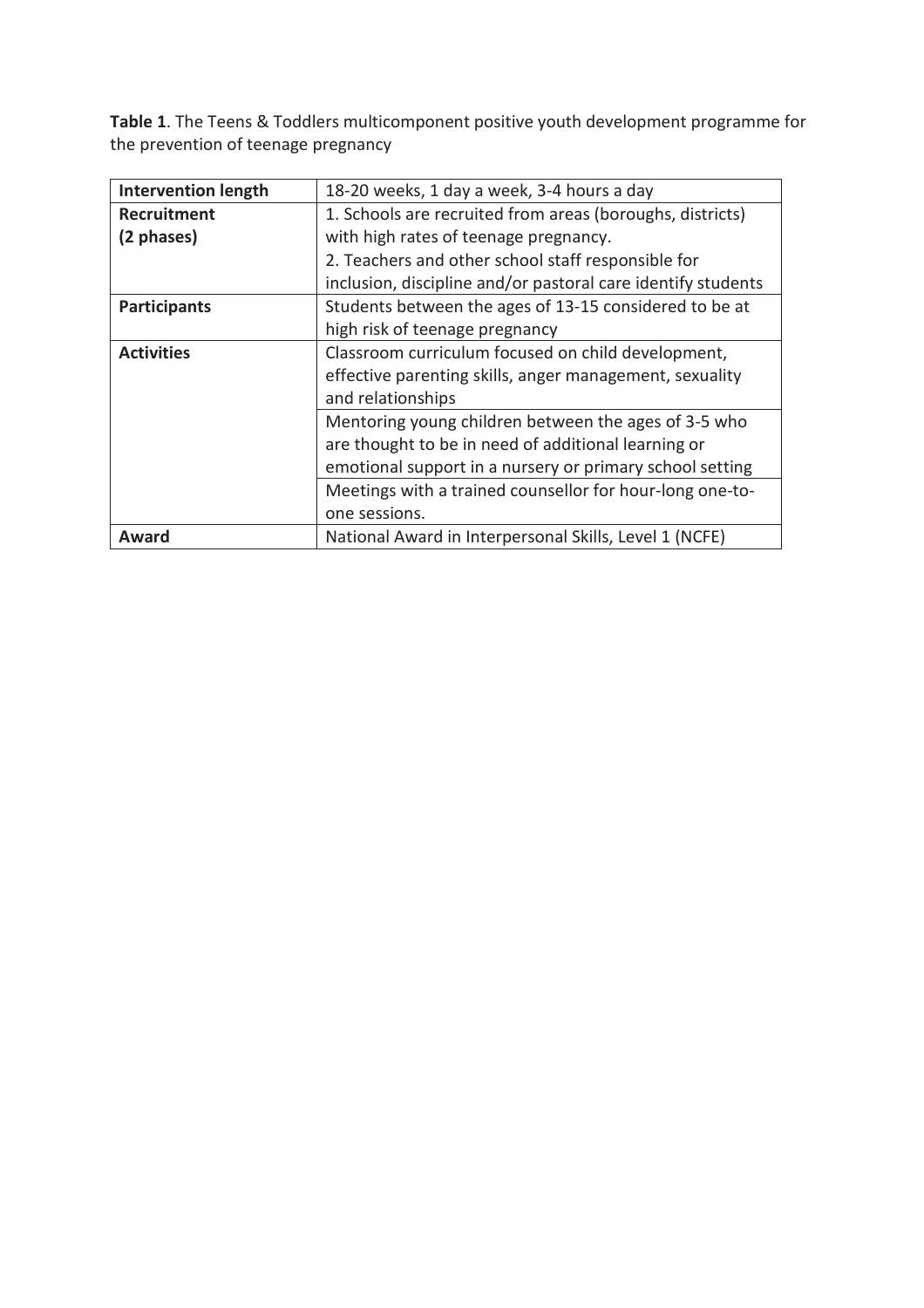**Table 1**. The Teens & Toddlers multicomponent positive youth development programme for the prevention of teenage pregnancy

| **Intervention length** | 18-20 weeks, 1 day a week, 3-4 hours a day |
|---|---|
| **Recruitment (2 phases)** | 1. Schools are recruited from areas (boroughs, districts) with high rates of teenage pregnancy.<br>2. Teachers and other school staff responsible for inclusion, discipline and/or pastoral care identify students |
| **Participants** | Students between the ages of 13-15 considered to be at high risk of teenage pregnancy |
| **Activities** | Classroom curriculum focused on child development, effective parenting skills, anger management, sexuality and relationships |
| | Mentoring young children between the ages of 3-5 who are thought to be in need of additional learning or emotional support in a nursery or primary school setting |
| | Meetings with a trained counsellor for hour-long one-to-one sessions. |
| **Award** | National Award in Interpersonal Skills, Level 1 (NCFE) |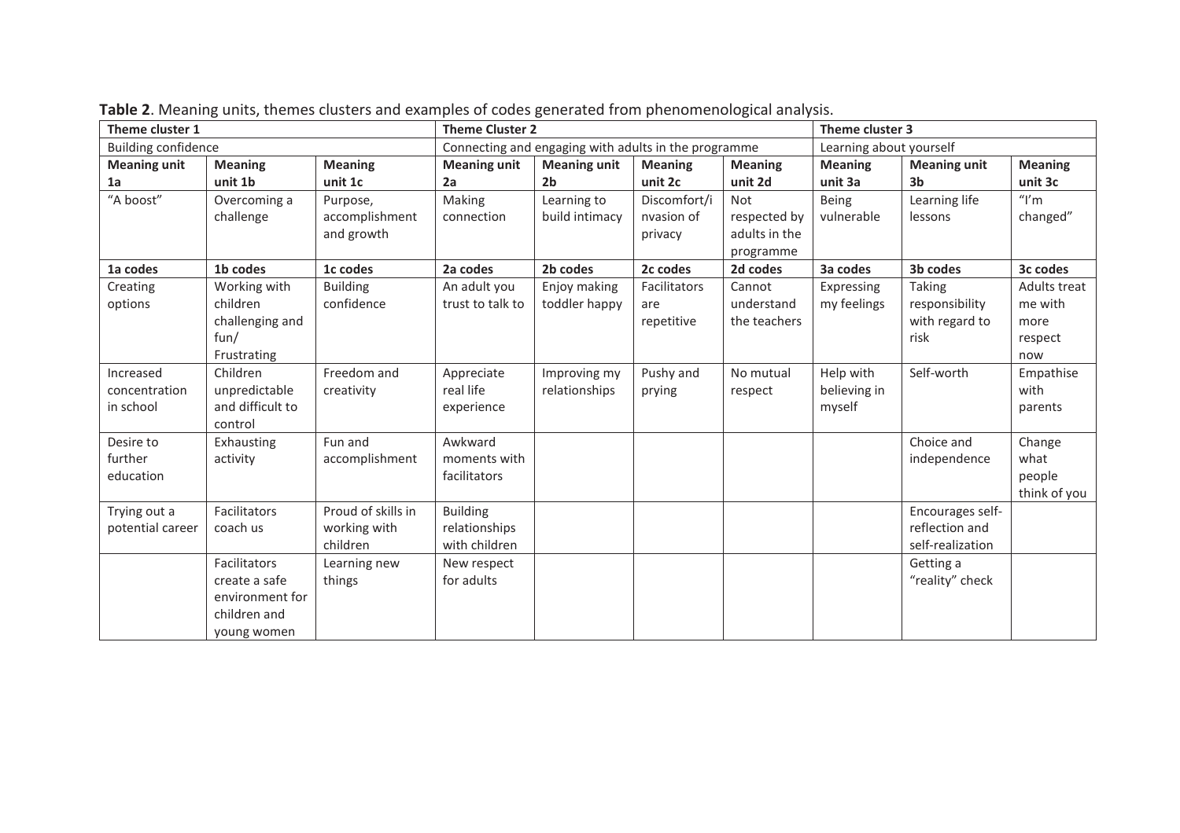**Table 2**. Meaning units, themes clusters and examples of codes generated from phenomenological analysis.

| Theme cluster 1 | | | Theme Cluster 2 | | | | Theme cluster 3 | | |
|---|---|---|---|---|---|---|---|---|---|
| Building confidence | | | Connecting and engaging with adults in the programme | | | | Learning about yourself | | |
| **Meaning unit 1a** | **Meaning unit 1b** | **Meaning unit 1c** | **Meaning unit 2a** | **Meaning unit 2b** | **Meaning unit 2c** | **Meaning unit 2d** | **Meaning unit 3a** | **Meaning unit 3b** | **Meaning unit 3c** |
| "A boost" | Overcoming a challenge | Purpose, accomplishment and growth | Making connection | Learning to build intimacy | Discomfort/invasion of privacy | Not respected by adults in the programme | Being vulnerable | Learning life lessons | "I'm changed" |
| **1a codes** | **1b codes** | **1c codes** | **2a codes** | **2b codes** | **2c codes** | **2d codes** | **3a codes** | **3b codes** | **3c codes** |
| Creating options | Working with children challenging and fun/ Frustrating | Building confidence | An adult you trust to talk to | Enjoy making toddler happy | Facilitators are repetitive | Cannot understand the teachers | Expressing my feelings | Taking responsibility with regard to risk | Adults treat me with more respect now |
| Increased concentration in school | Children unpredictable and difficult to control | Freedom and creativity | Appreciate real life experience | Improving my relationships | Pushy and prying | No mutual respect | Help with believing in myself | Self-worth | Empathise with parents |
| Desire to further education | Exhausting activity | Fun and accomplishment | Awkward moments with facilitators | | | | | Choice and independence | Change what people think of you |
| Trying out a potential career | Facilitators coach us | Proud of skills in working with children | Building relationships with children | | | | | Encourages self-reflection and self-realization | |
| | Facilitators create a safe environment for children and young women | Learning new things | New respect for adults | | | | | Getting a "reality" check | |